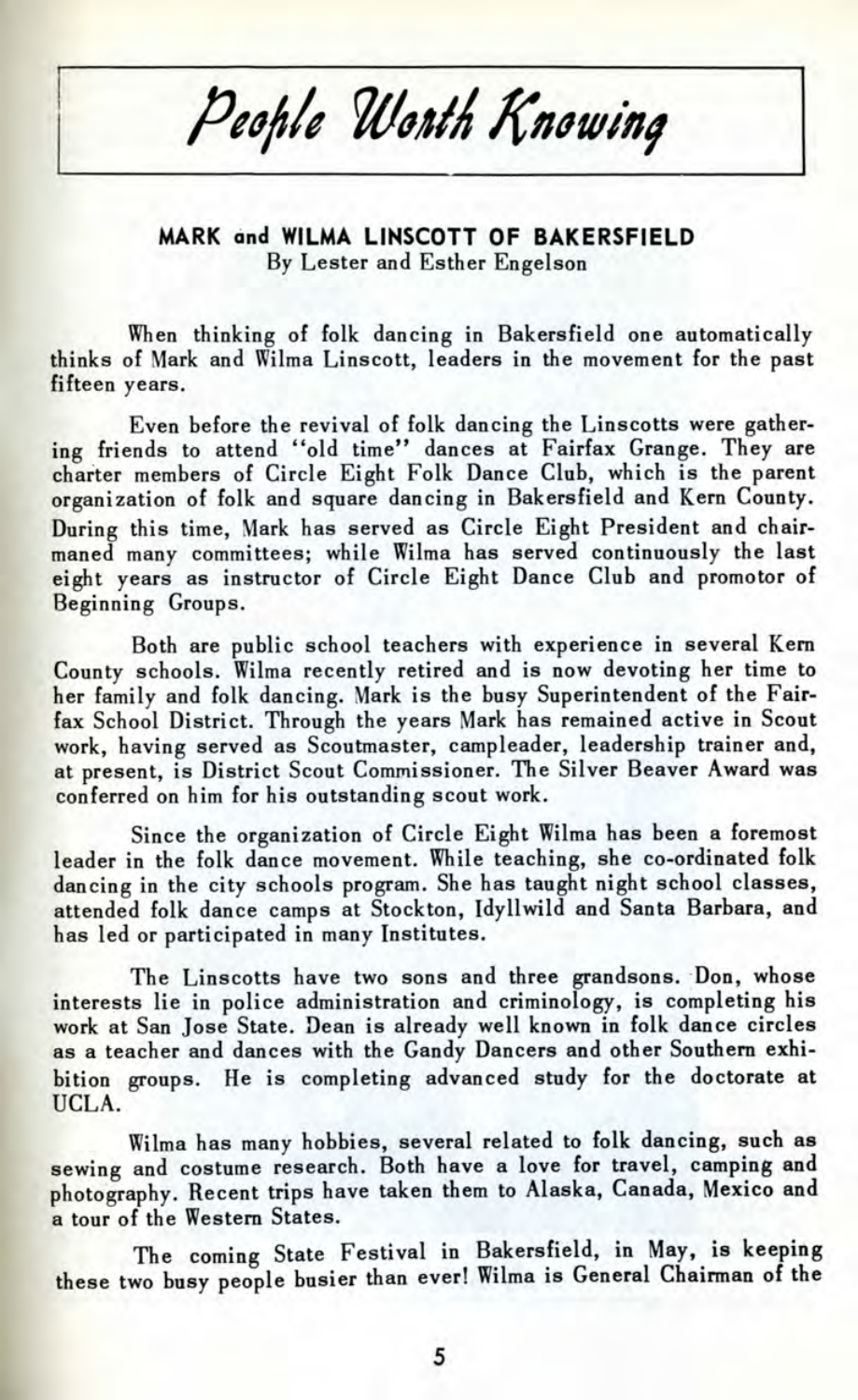# *People Worth Knowing*

## MARK and WILMA LINSCOTT OF BAKERSFIELD

By Lester and Esther Engelson

When thinking of folk dancing in Bakersfield one automatically thinks of Mark and Wilma Linscott, leaders in the movement for the past fifteen years.

Even before the revival of folk dancing the Linscotts were gathering friends to attend "old time" dances at Fairfax Grange. They are charter members of Circle Eight Folk Dance Club, which is the parent organization of folk and square dancing in Bakersfield and Kern County. During this time, Mark has served as Circle Eight President and chairmaned many committees; while Wilma has served continuously the last eight years as instructor of Circle Eight Dance Club and promotor of Beginning Groups.

Both are public school teachers with experience in several Kern County schools. Wilma recently retired and is now devoting her time to her family and folk dancing. Mark is the busy Superintendent of the Fairfax School District. Through the years Mark has remained active in Scout work, having served as Scoutmaster, campleader, leadership trainer and, at present, is District Scout Commissioner. The Silver Beaver Award was conferred on him for his outstanding scout work.

Since the organization of Circle Eight Wilma has been a foremost leader in the folk dance movement. While teaching, she co-ordinated folk dancing in the city schools program. She has taught night school classes, attended folk dance camps at Stockton, Idyllwild and Santa Barbara, and has led or participated in many Institutes.

The Linscotts have two sons and three grandsons. Don, whose interests lie in police administration and criminology, is completing his work at San Jose State. Dean is already well known in folk dance circles as a teacher and dances with the Gandy Dancers and other Southern exhibition groups. He is completing advanced study for the doctorate at UCLA.

Wilma has many hobbies, several related to folk dancing, such as sewing and costume research. Both have a love for travel, camping and photography. Recent trips have taken them to Alaska, Canada, Mexico and a tour of the Western States.

The coming State Festival in Bakersfield, in May, is keeping these two busy people busier than ever! Wilma is General Chairman of the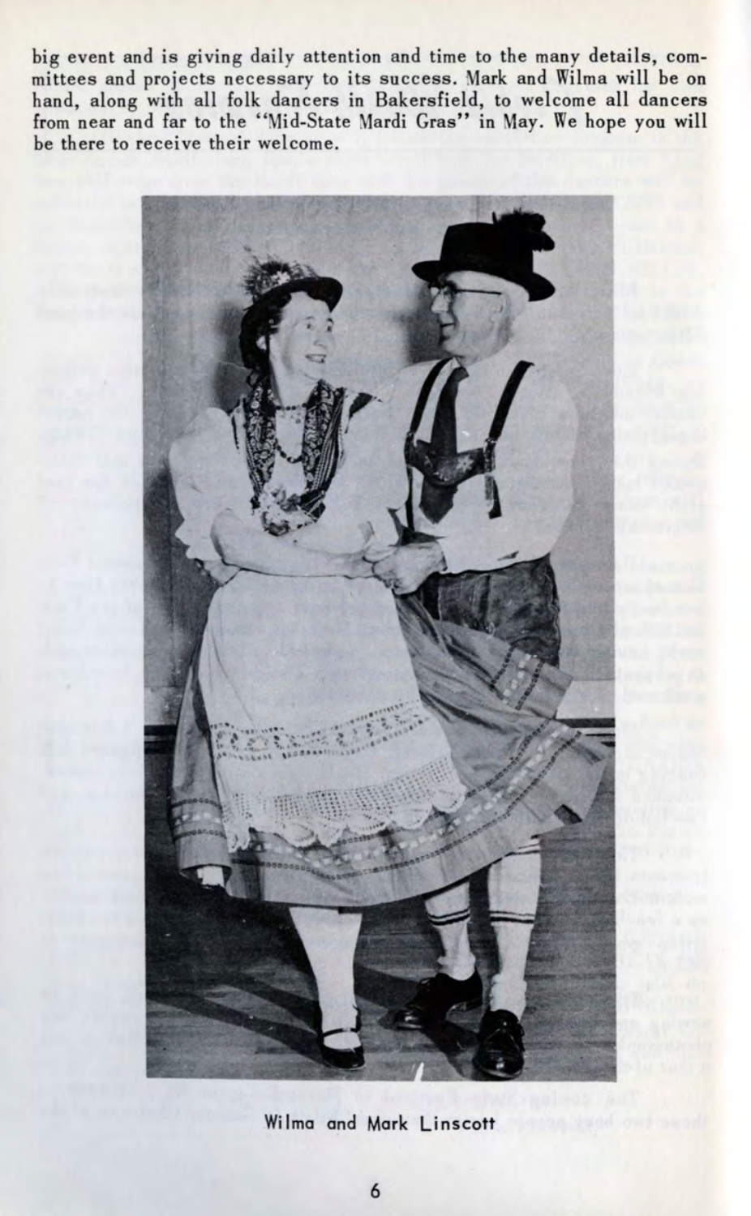big event and is giving daily attention and time to the many details, committees and projects necessary to its success. Mark and Wilma will be on hand, along with all folk dancers in Bakersfield, to welcome all dancers from near and far to the "Mid-State Mardi Gras" in May. We hope you will be there to receive their welcome.

Wilma and Mark Linscott